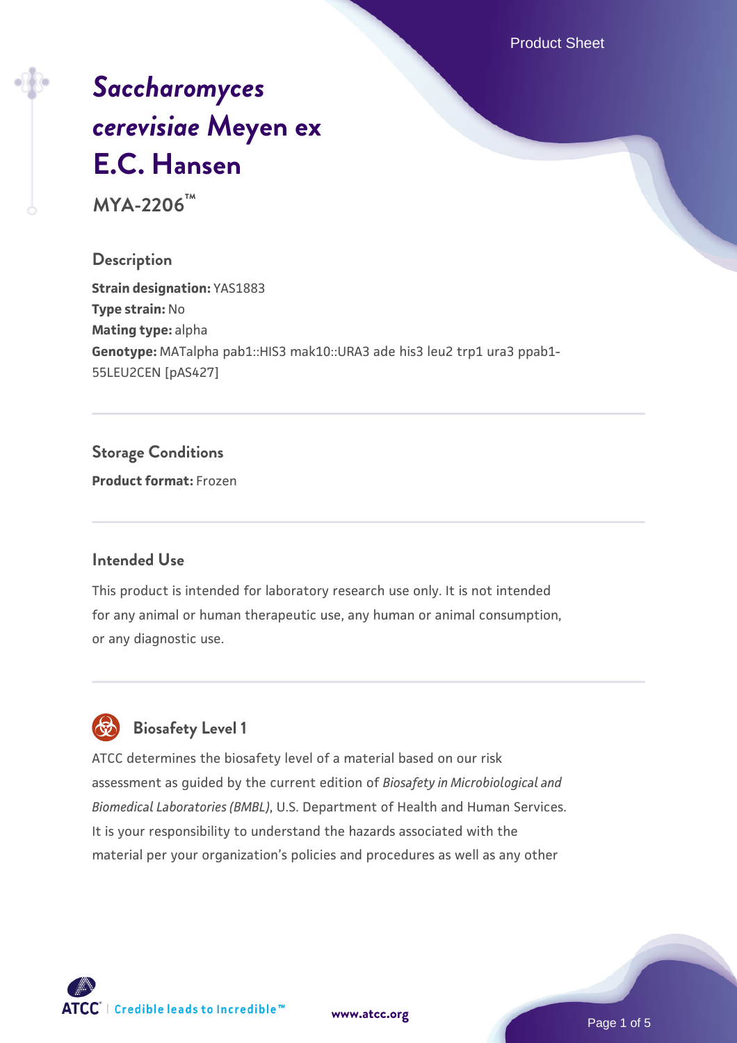# *Saccharomyces cerevisiae* Meyen ex E.C. Hansen

**MYA-2206™**

## Description

**Strain designation:** YAS1883
**Type strain:** No
**Mating type:** alpha
**Genotype:** MATalpha pab1::HIS3 mak10::URA3 ade his3 leu2 trp1 ura3 ppab1-55LEU2CEN [pAS427]

## Storage Conditions

**Product format:** Frozen

## Intended Use

This product is intended for laboratory research use only. It is not intended for any animal or human therapeutic use, any human or animal consumption, or any diagnostic use.

## Biosafety Level 1

ATCC determines the biosafety level of a material based on our risk assessment as guided by the current edition of *Biosafety in Microbiological and Biomedical Laboratories (BMBL)*, U.S. Department of Health and Human Services. It is your responsibility to understand the hazards associated with the material per your organization's policies and procedures as well as any other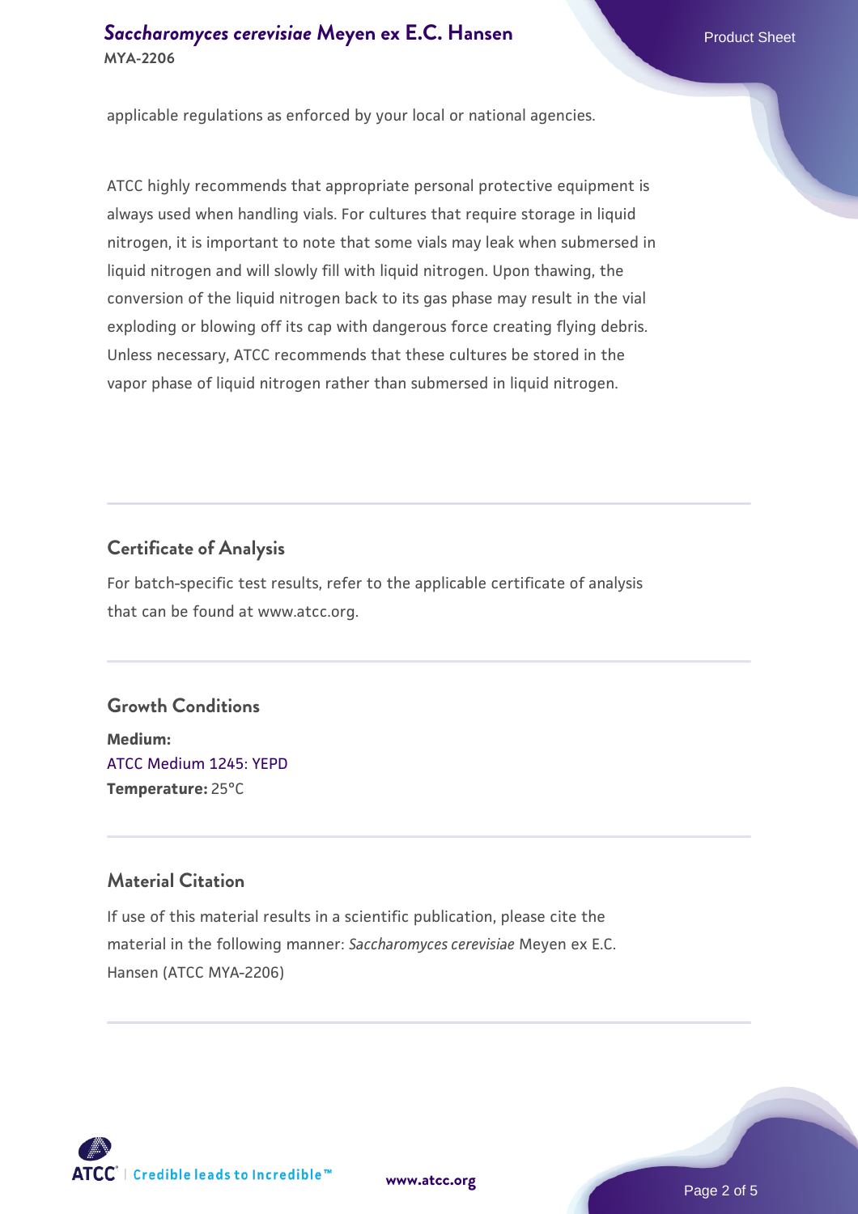applicable regulations as enforced by your local or national agencies.

ATCC highly recommends that appropriate personal protective equipment is always used when handling vials. For cultures that require storage in liquid nitrogen, it is important to note that some vials may leak when submersed in liquid nitrogen and will slowly fill with liquid nitrogen. Upon thawing, the conversion of the liquid nitrogen back to its gas phase may result in the vial exploding or blowing off its cap with dangerous force creating flying debris. Unless necessary, ATCC recommends that these cultures be stored in the vapor phase of liquid nitrogen rather than submersed in liquid nitrogen.

## Certificate of Analysis

For batch-specific test results, refer to the applicable certificate of analysis that can be found at www.atcc.org.

## Growth Conditions

**Medium:**
ATCC Medium 1245: YEPD
**Temperature:** 25°C

## Material Citation

If use of this material results in a scientific publication, please cite the material in the following manner: *Saccharomyces cerevisiae* Meyen ex E.C. Hansen (ATCC MYA-2206)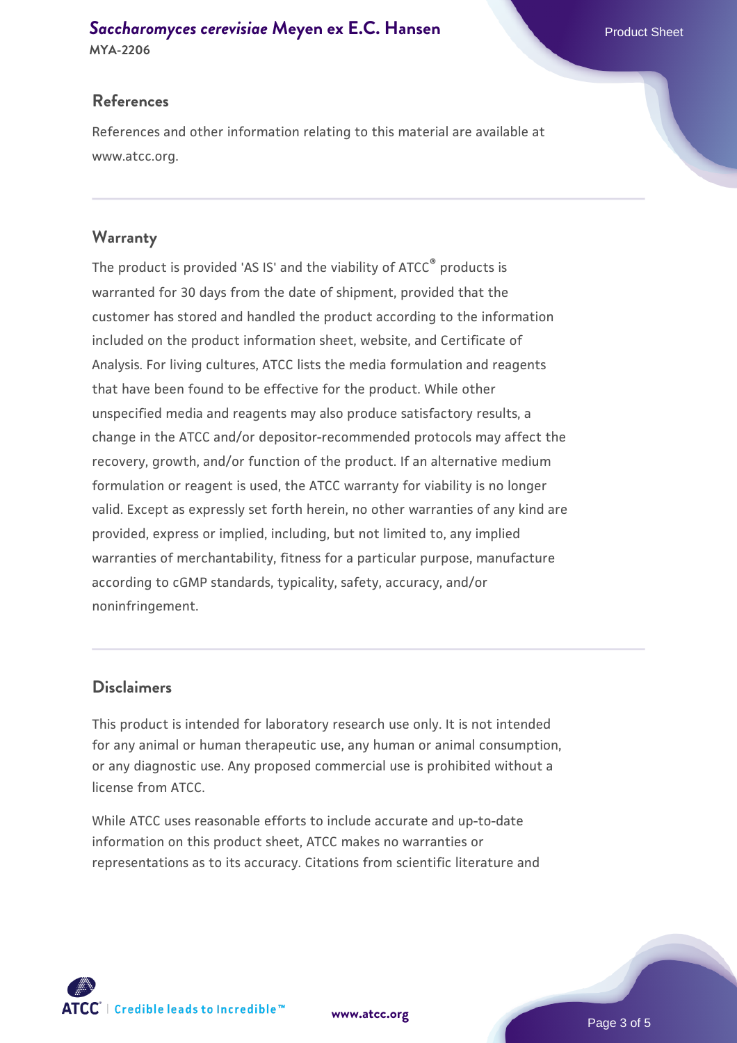## References

References and other information relating to this material are available at www.atcc.org.

## Warranty

The product is provided 'AS IS' and the viability of ATCC® products is warranted for 30 days from the date of shipment, provided that the customer has stored and handled the product according to the information included on the product information sheet, website, and Certificate of Analysis. For living cultures, ATCC lists the media formulation and reagents that have been found to be effective for the product. While other unspecified media and reagents may also produce satisfactory results, a change in the ATCC and/or depositor-recommended protocols may affect the recovery, growth, and/or function of the product. If an alternative medium formulation or reagent is used, the ATCC warranty for viability is no longer valid. Except as expressly set forth herein, no other warranties of any kind are provided, express or implied, including, but not limited to, any implied warranties of merchantability, fitness for a particular purpose, manufacture according to cGMP standards, typicality, safety, accuracy, and/or noninfringement.

## Disclaimers

This product is intended for laboratory research use only. It is not intended for any animal or human therapeutic use, any human or animal consumption, or any diagnostic use. Any proposed commercial use is prohibited without a license from ATCC.

While ATCC uses reasonable efforts to include accurate and up-to-date information on this product sheet, ATCC makes no warranties or representations as to its accuracy. Citations from scientific literature and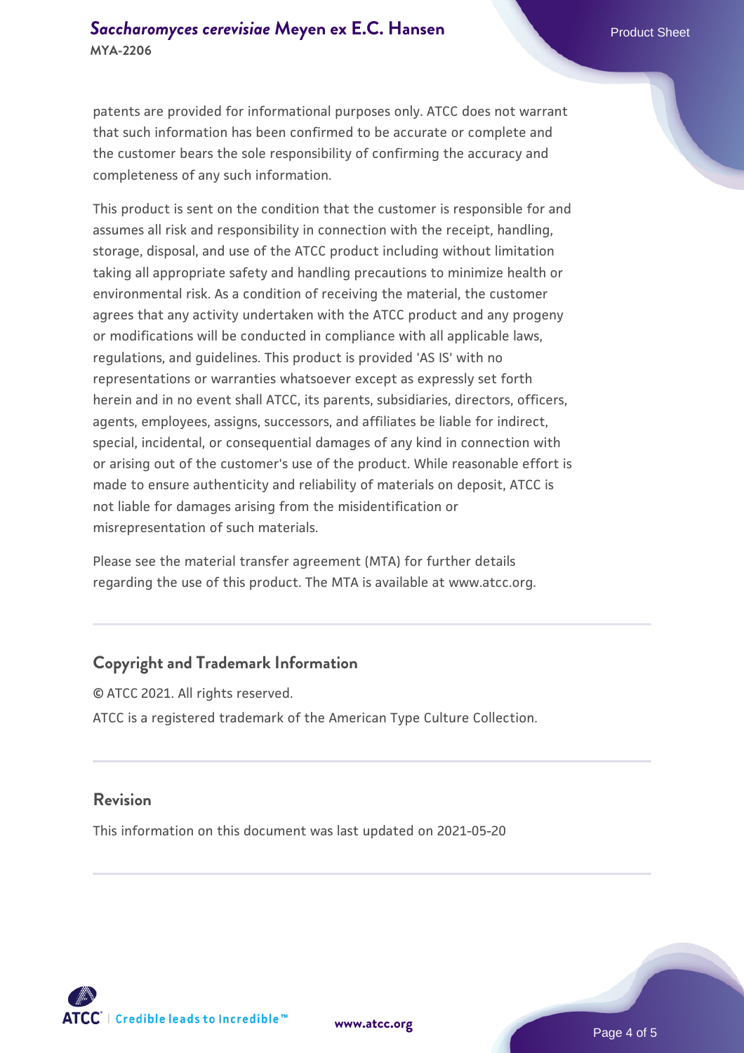patents are provided for informational purposes only. ATCC does not warrant that such information has been confirmed to be accurate or complete and the customer bears the sole responsibility of confirming the accuracy and completeness of any such information.

This product is sent on the condition that the customer is responsible for and assumes all risk and responsibility in connection with the receipt, handling, storage, disposal, and use of the ATCC product including without limitation taking all appropriate safety and handling precautions to minimize health or environmental risk. As a condition of receiving the material, the customer agrees that any activity undertaken with the ATCC product and any progeny or modifications will be conducted in compliance with all applicable laws, regulations, and guidelines. This product is provided 'AS IS' with no representations or warranties whatsoever except as expressly set forth herein and in no event shall ATCC, its parents, subsidiaries, directors, officers, agents, employees, assigns, successors, and affiliates be liable for indirect, special, incidental, or consequential damages of any kind in connection with or arising out of the customer's use of the product. While reasonable effort is made to ensure authenticity and reliability of materials on deposit, ATCC is not liable for damages arising from the misidentification or misrepresentation of such materials.

Please see the material transfer agreement (MTA) for further details regarding the use of this product. The MTA is available at www.atcc.org.

## Copyright and Trademark Information

© ATCC 2021. All rights reserved.

ATCC is a registered trademark of the American Type Culture Collection.

## Revision

This information on this document was last updated on 2021-05-20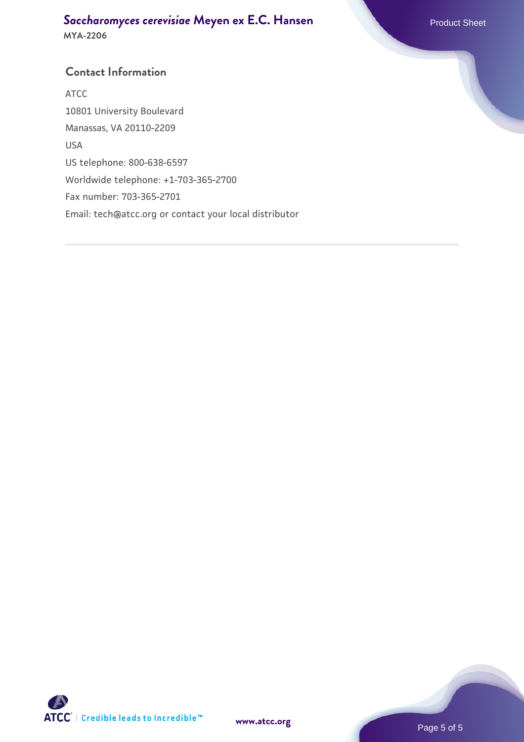## Contact Information

ATCC

10801 University Boulevard

Manassas, VA 20110-2209

USA

US telephone: 800-638-6597

Worldwide telephone: +1-703-365-2700

Fax number: 703-365-2701

Email: tech@atcc.org or contact your local distributor